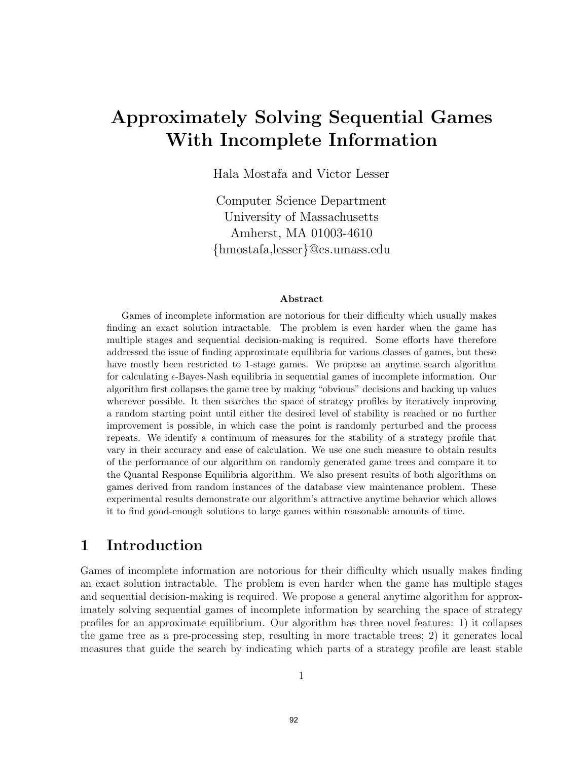# Approximately Solving Sequential Games With Incomplete Information

Hala Mostafa and Victor Lesser

Computer Science Department
University of Massachusetts
Amherst, MA 01003-4610
{hmostafa,lesser}@cs.umass.edu

### Abstract

Games of incomplete information are notorious for their difficulty which usually makes finding an exact solution intractable. The problem is even harder when the game has multiple stages and sequential decision-making is required. Some efforts have therefore addressed the issue of finding approximate equilibria for various classes of games, but these have mostly been restricted to 1-stage games. We propose an anytime search algorithm for calculating $\epsilon$-Bayes-Nash equilibria in sequential games of incomplete information. Our algorithm first collapses the game tree by making "obvious" decisions and backing up values wherever possible. It then searches the space of strategy profiles by iteratively improving a random starting point until either the desired level of stability is reached or no further improvement is possible, in which case the point is randomly perturbed and the process repeats. We identify a continuum of measures for the stability of a strategy profile that vary in their accuracy and ease of calculation. We use one such measure to obtain results of the performance of our algorithm on randomly generated game trees and compare it to the Quantal Response Equilibria algorithm. We also present results of both algorithms on games derived from random instances of the database view maintenance problem. These experimental results demonstrate our algorithm's attractive anytime behavior which allows it to find good-enough solutions to large games within reasonable amounts of time.

## 1 Introduction

Games of incomplete information are notorious for their difficulty which usually makes finding an exact solution intractable. The problem is even harder when the game has multiple stages and sequential decision-making is required. We propose a general anytime algorithm for approximately solving sequential games of incomplete information by searching the space of strategy profiles for an approximate equilibrium. Our algorithm has three novel features: 1) it collapses the game tree as a pre-processing step, resulting in more tractable trees; 2) it generates local measures that guide the search by indicating which parts of a strategy profile are least stable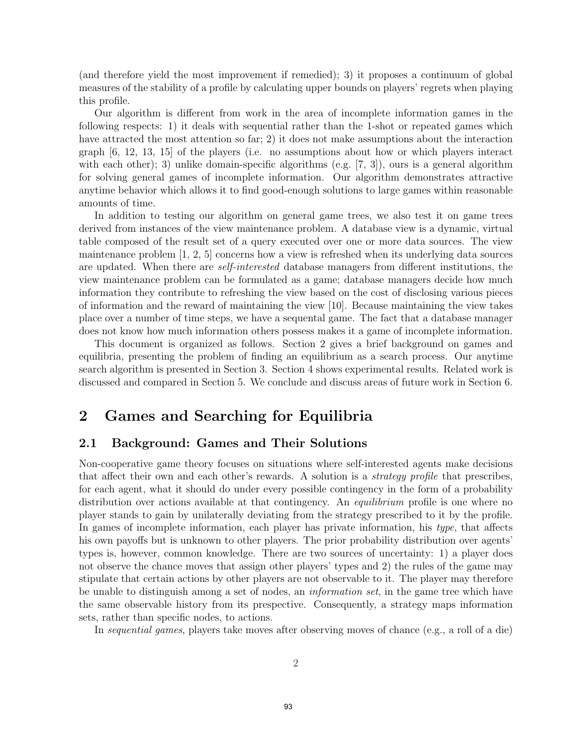(and therefore yield the most improvement if remedied); 3) it proposes a continuum of global measures of the stability of a profile by calculating upper bounds on players' regrets when playing this profile.

Our algorithm is different from work in the area of incomplete information games in the following respects: 1) it deals with sequential rather than the 1-shot or repeated games which have attracted the most attention so far; 2) it does not make assumptions about the interaction graph [6, 12, 13, 15] of the players (i.e. no assumptions about how or which players interact with each other); 3) unlike domain-specific algorithms (e.g. [7, 3]), ours is a general algorithm for solving general games of incomplete information. Our algorithm demonstrates attractive anytime behavior which allows it to find good-enough solutions to large games within reasonable amounts of time.

In addition to testing our algorithm on general game trees, we also test it on game trees derived from instances of the view maintenance problem. A database view is a dynamic, virtual table composed of the result set of a query executed over one or more data sources. The view maintenance problem [1, 2, 5] concerns how a view is refreshed when its underlying data sources are updated. When there are *self-interested* database managers from different institutions, the view maintenance problem can be formulated as a game; database managers decide how much information they contribute to refreshing the view based on the cost of disclosing various pieces of information and the reward of maintaining the view [10]. Because maintaining the view takes place over a number of time steps, we have a sequental game. The fact that a database manager does not know how much information others possess makes it a game of incomplete information.

This document is organized as follows. Section 2 gives a brief background on games and equilibria, presenting the problem of finding an equilibrium as a search process. Our anytime search algorithm is presented in Section 3. Section 4 shows experimental results. Related work is discussed and compared in Section 5. We conclude and discuss areas of future work in Section 6.

# 2 Games and Searching for Equilibria

## 2.1 Background: Games and Their Solutions

Non-cooperative game theory focuses on situations where self-interested agents make decisions that affect their own and each other's rewards. A solution is a *strategy profile* that prescribes, for each agent, what it should do under every possible contingency in the form of a probability distribution over actions available at that contingency. An *equilibrium* profile is one where no player stands to gain by unilaterally deviating from the strategy prescribed to it by the profile. In games of incomplete information, each player has private information, his *type*, that affects his own payoffs but is unknown to other players. The prior probability distribution over agents' types is, however, common knowledge. There are two sources of uncertainty: 1) a player does not observe the chance moves that assign other players' types and 2) the rules of the game may stipulate that certain actions by other players are not observable to it. The player may therefore be unable to distinguish among a set of nodes, an *information set*, in the game tree which have the same observable history from its prespective. Consequently, a strategy maps information sets, rather than specific nodes, to actions.

In *sequential games*, players take moves after observing moves of chance (e.g., a roll of a die)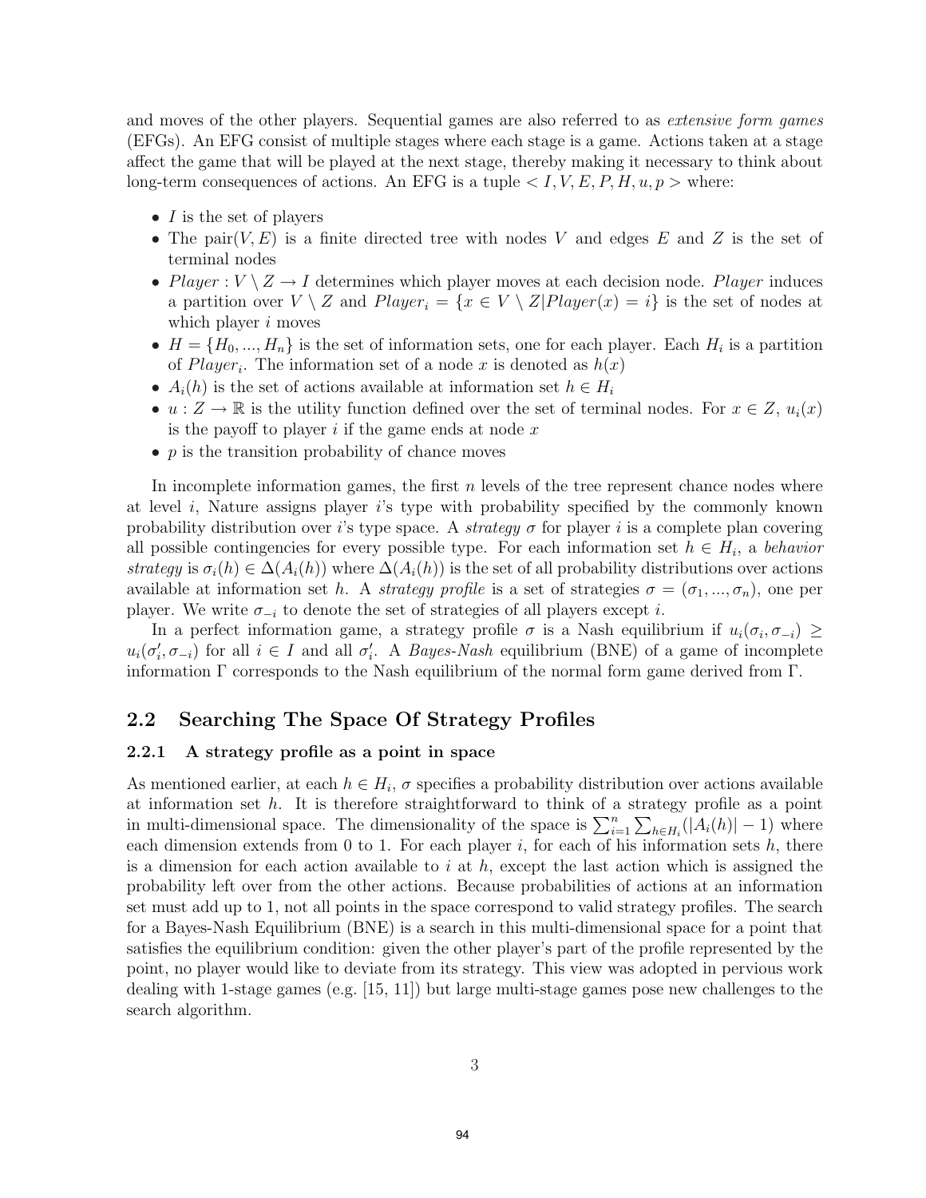and moves of the other players. Sequential games are also referred to as *extensive form games* (EFGs). An EFG consist of multiple stages where each stage is a game. Actions taken at a stage affect the game that will be played at the next stage, thereby making it necessary to think about long-term consequences of actions. An EFG is a tuple $< I, V, E, P, H, u, p >$ where:

- $I$ is the set of players
- The pair$(V, E)$ is a finite directed tree with nodes $V$ and edges $E$ and $Z$ is the set of terminal nodes
- $Player : V \setminus Z \rightarrow I$ determines which player moves at each decision node. $Player$ induces a partition over $V \setminus Z$ and $Player_i = \{x \in V \setminus Z | Player(x) = i\}$ is the set of nodes at which player $i$ moves
- $H = \{H_0, ..., H_n\}$ is the set of information sets, one for each player. Each $H_i$ is a partition of $Player_i$. The information set of a node $x$ is denoted as $h(x)$
- $A_i(h)$ is the set of actions available at information set $h \in H_i$
- $u : Z \rightarrow \mathbb{R}$ is the utility function defined over the set of terminal nodes. For $x \in Z$, $u_i(x)$ is the payoff to player $i$ if the game ends at node $x$
- $p$ is the transition probability of chance moves

In incomplete information games, the first $n$ levels of the tree represent chance nodes where at level $i$, Nature assigns player $i$'s type with probability specified by the commonly known probability distribution over $i$'s type space. A *strategy* $\sigma$ for player $i$ is a complete plan covering all possible contingencies for every possible type. For each information set $h \in H_i$, a *behavior strategy* is $\sigma_i(h) \in \Delta(A_i(h))$ where $\Delta(A_i(h))$ is the set of all probability distributions over actions available at information set $h$. A *strategy profile* is a set of strategies $\sigma = (\sigma_1, ..., \sigma_n)$, one per player. We write $\sigma_{-i}$ to denote the set of strategies of all players except $i$.

In a perfect information game, a strategy profile $\sigma$ is a Nash equilibrium if $u_i(\sigma_i, \sigma_{-i}) \geq u_i(\sigma'_i, \sigma_{-i})$ for all $i \in I$ and all $\sigma'_i$. A *Bayes-Nash* equilibrium (BNE) of a game of incomplete information $\Gamma$ corresponds to the Nash equilibrium of the normal form game derived from $\Gamma$.

## 2.2 Searching The Space Of Strategy Profiles

### 2.2.1 A strategy profile as a point in space

As mentioned earlier, at each $h \in H_i$, $\sigma$ specifies a probability distribution over actions available at information set $h$. It is therefore straightforward to think of a strategy profile as a point in multi-dimensional space. The dimensionality of the space is $\sum_{i=1}^{n} \sum_{h \in H_i} (|A_i(h)| - 1)$ where each dimension extends from 0 to 1. For each player $i$, for each of his information sets $h$, there is a dimension for each action available to $i$ at $h$, except the last action which is assigned the probability left over from the other actions. Because probabilities of actions at an information set must add up to 1, not all points in the space correspond to valid strategy profiles. The search for a Bayes-Nash Equilibrium (BNE) is a search in this multi-dimensional space for a point that satisfies the equilibrium condition: given the other player's part of the profile represented by the point, no player would like to deviate from its strategy. This view was adopted in pervious work dealing with 1-stage games (e.g. [15, 11]) but large multi-stage games pose new challenges to the search algorithm.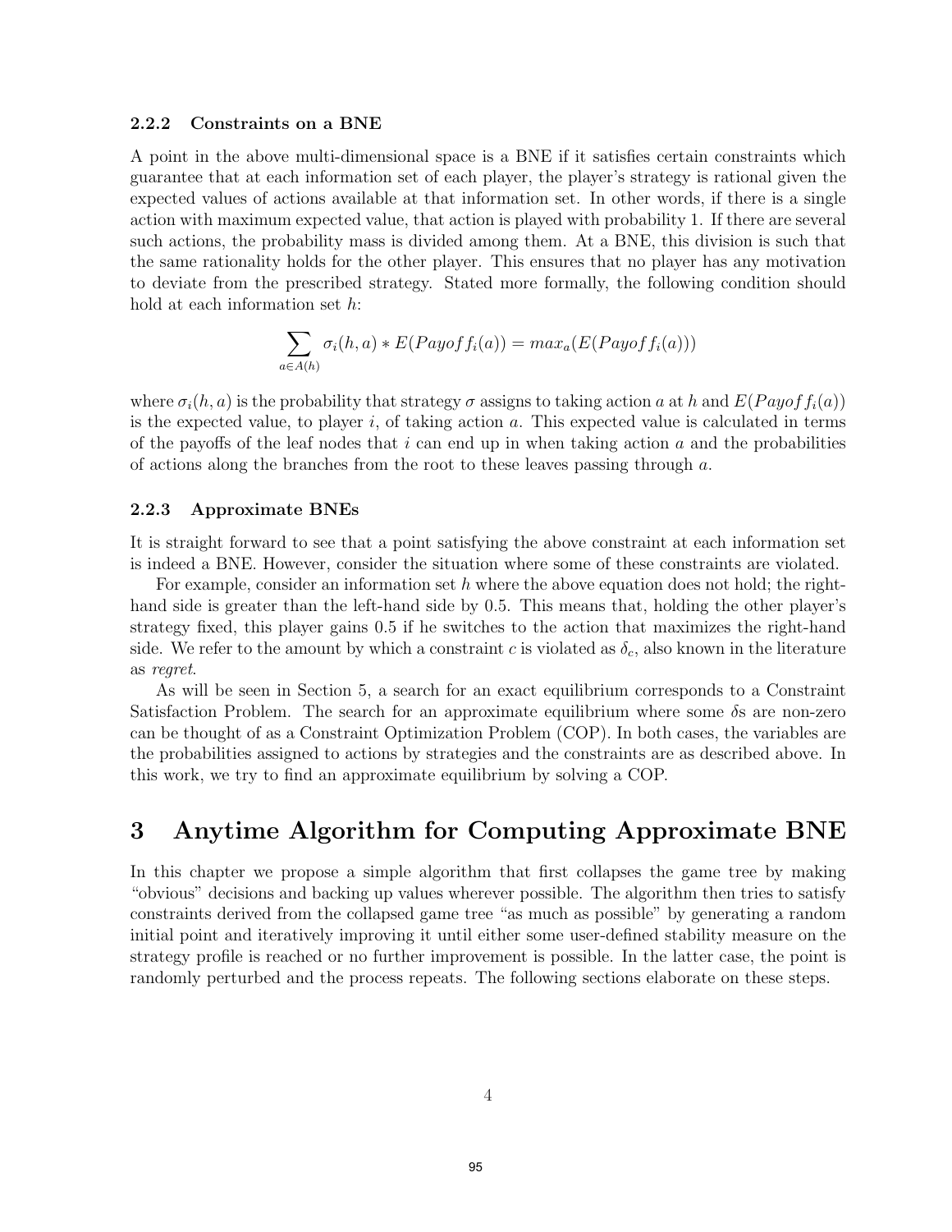### 2.2.2 Constraints on a BNE

A point in the above multi-dimensional space is a BNE if it satisfies certain constraints which guarantee that at each information set of each player, the player's strategy is rational given the expected values of actions available at that information set. In other words, if there is a single action with maximum expected value, that action is played with probability 1. If there are several such actions, the probability mass is divided among them. At a BNE, this division is such that the same rationality holds for the other player. This ensures that no player has any motivation to deviate from the prescribed strategy. Stated more formally, the following condition should hold at each information set $h$:

$$\sum_{a \in A(h)} \sigma_i(h, a) * E(Payoff_i(a)) = max_a(E(Payoff_i(a)))$$

where $\sigma_i(h, a)$ is the probability that strategy $\sigma$ assigns to taking action $a$ at $h$ and $E(Payoff_i(a))$ is the expected value, to player $i$, of taking action $a$. This expected value is calculated in terms of the payoffs of the leaf nodes that $i$ can end up in when taking action $a$ and the probabilities of actions along the branches from the root to these leaves passing through $a$.

### 2.2.3 Approximate BNEs

It is straight forward to see that a point satisfying the above constraint at each information set is indeed a BNE. However, consider the situation where some of these constraints are violated.

For example, consider an information set $h$ where the above equation does not hold; the right-hand side is greater than the left-hand side by 0.5. This means that, holding the other player's strategy fixed, this player gains 0.5 if he switches to the action that maximizes the right-hand side. We refer to the amount by which a constraint $c$ is violated as $\delta_c$, also known in the literature as *regret*.

As will be seen in Section 5, a search for an exact equilibrium corresponds to a Constraint Satisfaction Problem. The search for an approximate equilibrium where some $\delta$s are non-zero can be thought of as a Constraint Optimization Problem (COP). In both cases, the variables are the probabilities assigned to actions by strategies and the constraints are as described above. In this work, we try to find an approximate equilibrium by solving a COP.

# 3 Anytime Algorithm for Computing Approximate BNE

In this chapter we propose a simple algorithm that first collapses the game tree by making "obvious" decisions and backing up values wherever possible. The algorithm then tries to satisfy constraints derived from the collapsed game tree "as much as possible" by generating a random initial point and iteratively improving it until either some user-defined stability measure on the strategy profile is reached or no further improvement is possible. In the latter case, the point is randomly perturbed and the process repeats. The following sections elaborate on these steps.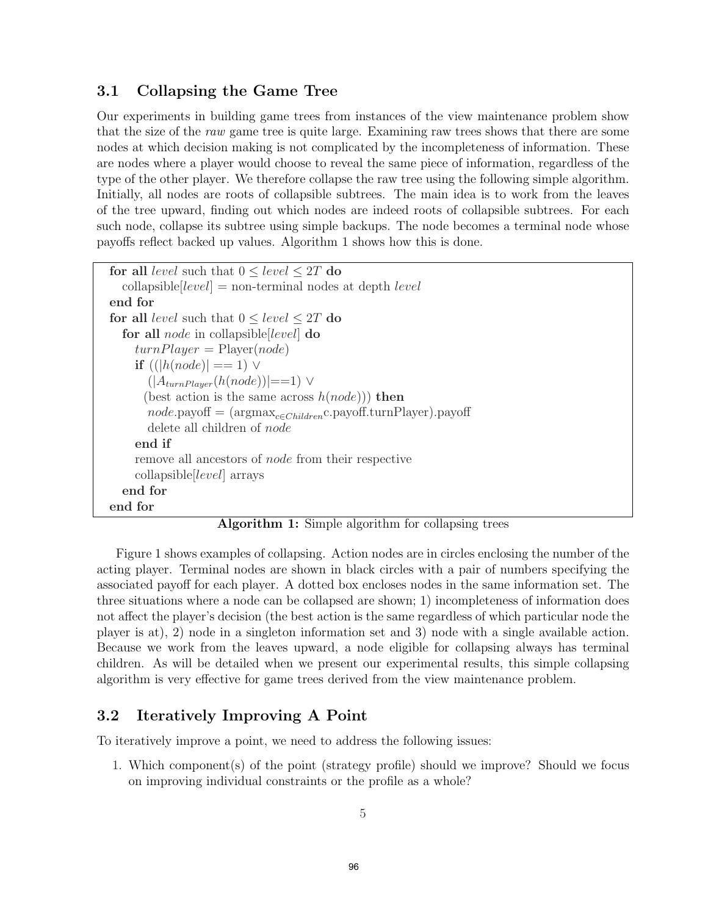### 3.1 Collapsing the Game Tree

Our experiments in building game trees from instances of the view maintenance problem show that the size of the *raw* game tree is quite large. Examining raw trees shows that there are some nodes at which decision making is not complicated by the incompleteness of information. These are nodes where a player would choose to reveal the same piece of information, regardless of the type of the other player. We therefore collapse the raw tree using the following simple algorithm. Initially, all nodes are roots of collapsible subtrees. The main idea is to work from the leaves of the tree upward, finding out which nodes are indeed roots of collapsible subtrees. For each such node, collapse its subtree using simple backups. The node becomes a terminal node whose payoffs reflect backed up values. Algorithm 1 shows how this is done.

```
for all level such that 0 ≤ level ≤ 2T do
  collapsible[level] = non-terminal nodes at depth level
end for
for all level such that 0 ≤ level ≤ 2T do
  for all node in collapsible[level] do
    turnPlayer = Player(node)
    if ((|h(node)| == 1) ∨
       (|A_turnPlayer(h(node))|==1) ∨
       (best action is the same across h(node))) then
      node.payoff = (argmax_{c∈Children} c.payoff.turnPlayer).payoff
      delete all children of node
    end if
    remove all ancestors of node from their respective
    collapsible[level] arrays
  end for
end for
```

**Algorithm 1:** Simple algorithm for collapsing trees

Figure 1 shows examples of collapsing. Action nodes are in circles enclosing the number of the acting player. Terminal nodes are shown in black circles with a pair of numbers specifying the associated payoff for each player. A dotted box encloses nodes in the same information set. The three situations where a node can be collapsed are shown; 1) incompleteness of information does not affect the player's decision (the best action is the same regardless of which particular node the player is at), 2) node in a singleton information set and 3) node with a single available action. Because we work from the leaves upward, a node eligible for collapsing always has terminal children. As will be detailed when we present our experimental results, this simple collapsing algorithm is very effective for game trees derived from the view maintenance problem.

### 3.2 Iteratively Improving A Point

To iteratively improve a point, we need to address the following issues:

1. Which component(s) of the point (strategy profile) should we improve? Should we focus on improving individual constraints or the profile as a whole?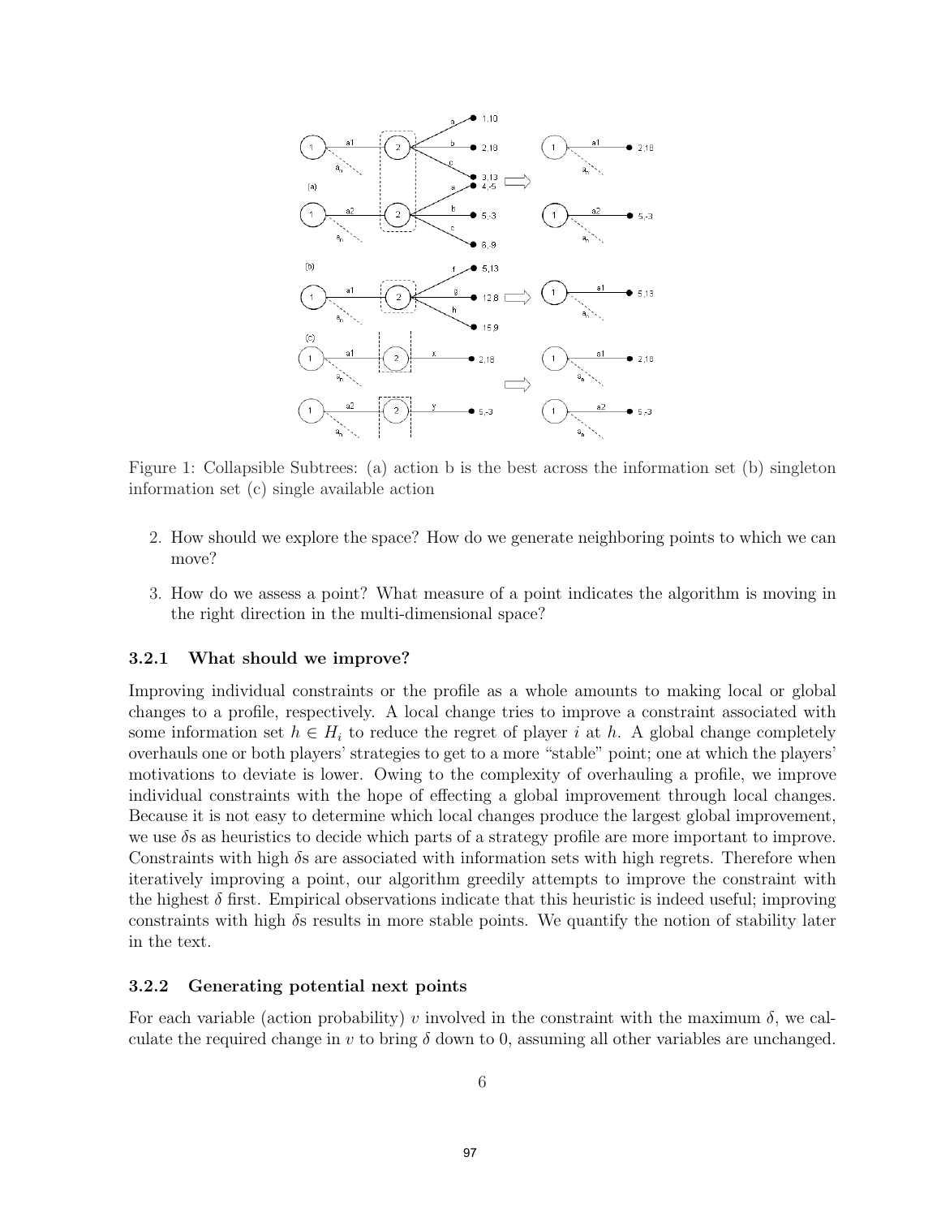Figure 1: Collapsible Subtrees: (a) action b is the best across the information set (b) singleton information set (c) single available action

2. How should we explore the space? How do we generate neighboring points to which we can move?
3. How do we assess a point? What measure of a point indicates the algorithm is moving in the right direction in the multi-dimensional space?

### 3.2.1 What should we improve?

Improving individual constraints or the profile as a whole amounts to making local or global changes to a profile, respectively. A local change tries to improve a constraint associated with some information set $h \in H_i$ to reduce the regret of player $i$ at $h$. A global change completely overhauls one or both players' strategies to get to a more "stable" point; one at which the players' motivations to deviate is lower. Owing to the complexity of overhauling a profile, we improve individual constraints with the hope of effecting a global improvement through local changes. Because it is not easy to determine which local changes produce the largest global improvement, we use $\delta$s as heuristics to decide which parts of a strategy profile are more important to improve. Constraints with high $\delta$s are associated with information sets with high regrets. Therefore when iteratively improving a point, our algorithm greedily attempts to improve the constraint with the highest $\delta$ first. Empirical observations indicate that this heuristic is indeed useful; improving constraints with high $\delta$s results in more stable points. We quantify the notion of stability later in the text.

### 3.2.2 Generating potential next points

For each variable (action probability) $v$ involved in the constraint with the maximum $\delta$, we calculate the required change in $v$ to bring $\delta$ down to 0, assuming all other variables are unchanged.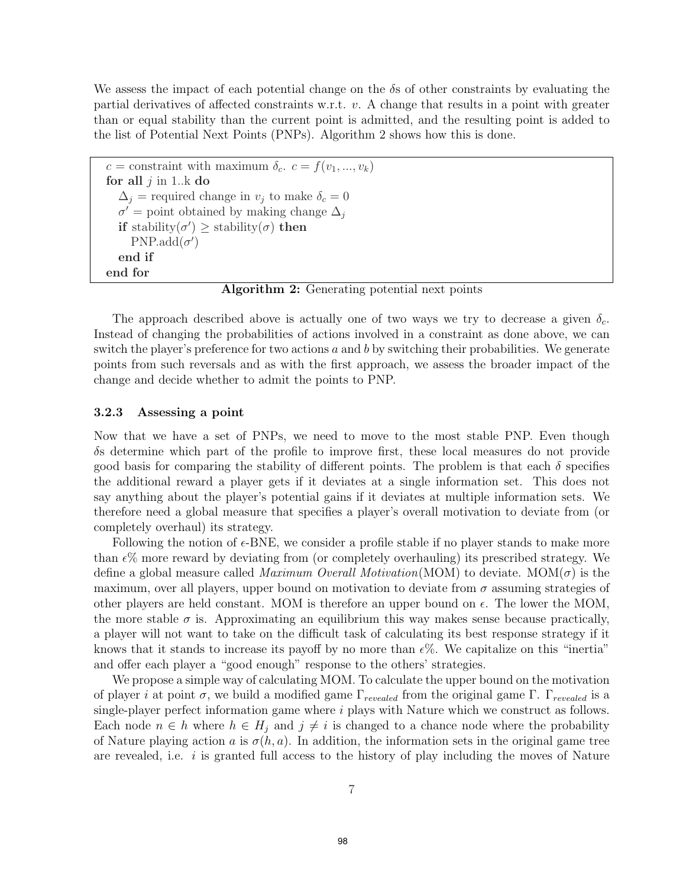We assess the impact of each potential change on the $\delta$s of other constraints by evaluating the partial derivatives of affected constraints w.r.t. $v$. A change that results in a point with greater than or equal stability than the current point is admitted, and the resulting point is added to the list of Potential Next Points (PNPs). Algorithm 2 shows how this is done.

```
c = constraint with maximum δ_c.  c = f(v_1, ..., v_k)
for all j in 1..k do
    Δ_j = required change in v_j to make δ_c = 0
    σ' = point obtained by making change Δ_j
    if stability(σ') ≥ stability(σ) then
        PNP.add(σ')
    end if
end for
```

**Algorithm 2:** Generating potential next points

The approach described above is actually one of two ways we try to decrease a given $\delta_c$. Instead of changing the probabilities of actions involved in a constraint as done above, we can switch the player's preference for two actions $a$ and $b$ by switching their probabilities. We generate points from such reversals and as with the first approach, we assess the broader impact of the change and decide whether to admit the points to PNP.

### 3.2.3 Assessing a point

Now that we have a set of PNPs, we need to move to the most stable PNP. Even though $\delta$s determine which part of the profile to improve first, these local measures do not provide good basis for comparing the stability of different points. The problem is that each $\delta$ specifies the additional reward a player gets if it deviates at a single information set. This does not say anything about the player's potential gains if it deviates at multiple information sets. We therefore need a global measure that specifies a player's overall motivation to deviate from (or completely overhaul) its strategy.

Following the notion of $\epsilon$-BNE, we consider a profile stable if no player stands to make more than $\epsilon$% more reward by deviating from (or completely overhauling) its prescribed strategy. We define a global measure called *Maximum Overall Motivation*(MOM) to deviate. MOM($\sigma$) is the maximum, over all players, upper bound on motivation to deviate from $\sigma$ assuming strategies of other players are held constant. MOM is therefore an upper bound on $\epsilon$. The lower the MOM, the more stable $\sigma$ is. Approximating an equilibrium this way makes sense because practically, a player will not want to take on the difficult task of calculating its best response strategy if it knows that it stands to increase its payoff by no more than $\epsilon$%. We capitalize on this "inertia" and offer each player a "good enough" response to the others' strategies.

We propose a simple way of calculating MOM. To calculate the upper bound on the motivation of player $i$ at point $\sigma$, we build a modified game $\Gamma_{revealed}$ from the original game $\Gamma$. $\Gamma_{revealed}$ is a single-player perfect information game where $i$ plays with Nature which we construct as follows. Each node $n \in h$ where $h \in H_j$ and $j \neq i$ is changed to a chance node where the probability of Nature playing action $a$ is $\sigma(h, a)$. In addition, the information sets in the original game tree are revealed, i.e. $i$ is granted full access to the history of play including the moves of Nature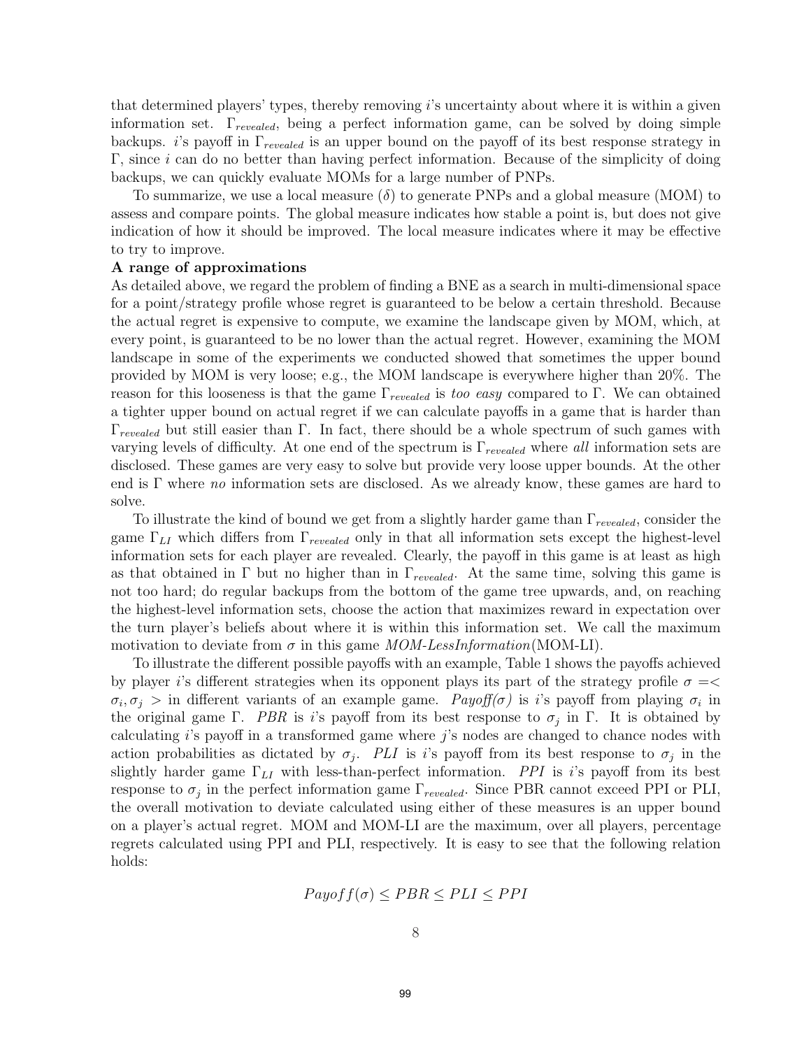that determined players' types, thereby removing $i$'s uncertainty about where it is within a given information set. $\Gamma_{revealed}$, being a perfect information game, can be solved by doing simple backups. $i$'s payoff in $\Gamma_{revealed}$ is an upper bound on the payoff of its best response strategy in $\Gamma$, since $i$ can do no better than having perfect information. Because of the simplicity of doing backups, we can quickly evaluate MOMs for a large number of PNPs.

To summarize, we use a local measure ($\delta$) to generate PNPs and a global measure (MOM) to assess and compare points. The global measure indicates how stable a point is, but does not give indication of how it should be improved. The local measure indicates where it may be effective to try to improve.

**A range of approximations**

As detailed above, we regard the problem of finding a BNE as a search in multi-dimensional space for a point/strategy profile whose regret is guaranteed to be below a certain threshold. Because the actual regret is expensive to compute, we examine the landscape given by MOM, which, at every point, is guaranteed to be no lower than the actual regret. However, examining the MOM landscape in some of the experiments we conducted showed that sometimes the upper bound provided by MOM is very loose; e.g., the MOM landscape is everywhere higher than 20%. The reason for this looseness is that the game $\Gamma_{revealed}$ is *too easy* compared to $\Gamma$. We can obtained a tighter upper bound on actual regret if we can calculate payoffs in a game that is harder than $\Gamma_{revealed}$ but still easier than $\Gamma$. In fact, there should be a whole spectrum of such games with varying levels of difficulty. At one end of the spectrum is $\Gamma_{revealed}$ where *all* information sets are disclosed. These games are very easy to solve but provide very loose upper bounds. At the other end is $\Gamma$ where *no* information sets are disclosed. As we already know, these games are hard to solve.

To illustrate the kind of bound we get from a slightly harder game than $\Gamma_{revealed}$, consider the game $\Gamma_{LI}$ which differs from $\Gamma_{revealed}$ only in that all information sets except the highest-level information sets for each player are revealed. Clearly, the payoff in this game is at least as high as that obtained in $\Gamma$ but no higher than in $\Gamma_{revealed}$. At the same time, solving this game is not too hard; do regular backups from the bottom of the game tree upwards, and, on reaching the highest-level information sets, choose the action that maximizes reward in expectation over the turn player's beliefs about where it is within this information set. We call the maximum motivation to deviate from $\sigma$ in this game *MOM-LessInformation*(MOM-LI).

To illustrate the different possible payoffs with an example, Table 1 shows the payoffs achieved by player $i$'s different strategies when its opponent plays its part of the strategy profile $\sigma = <\sigma_i, \sigma_j>$ in different variants of an example game. *Payoff($\sigma$)* is $i$'s payoff from playing $\sigma_i$ in the original game $\Gamma$. *PBR* is $i$'s payoff from its best response to $\sigma_j$ in $\Gamma$. It is obtained by calculating $i$'s payoff in a transformed game where $j$'s nodes are changed to chance nodes with action probabilities as dictated by $\sigma_j$. *PLI* is $i$'s payoff from its best response to $\sigma_j$ in the slightly harder game $\Gamma_{LI}$ with less-than-perfect information. *PPI* is $i$'s payoff from its best response to $\sigma_j$ in the perfect information game $\Gamma_{revealed}$. Since PBR cannot exceed PPI or PLI, the overall motivation to deviate calculated using either of these measures is an upper bound on a player's actual regret. MOM and MOM-LI are the maximum, over all players, percentage regrets calculated using PPI and PLI, respectively. It is easy to see that the following relation holds:

$$Payoff(\sigma) \leq PBR \leq PLI \leq PPI$$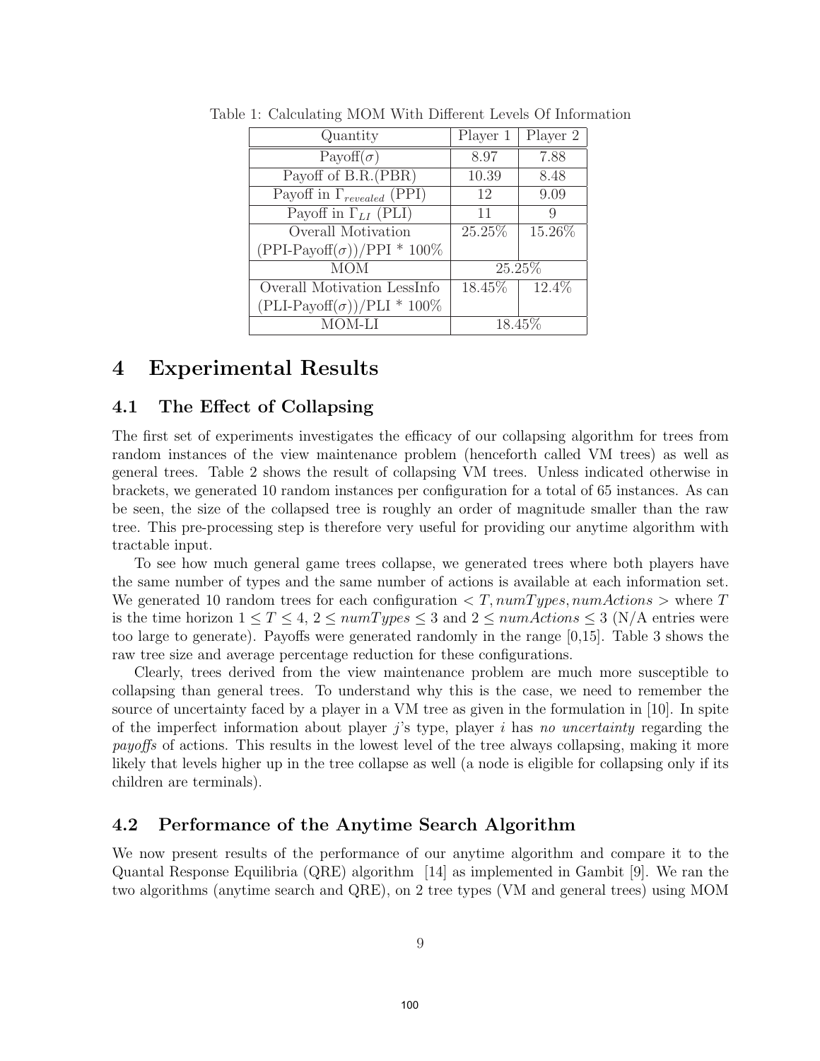Table 1: Calculating MOM With Different Levels Of Information

| Quantity | Player 1 | Player 2 |
|---|---|---|
| Payoff($\sigma$) | 8.97 | 7.88 |
| Payoff of B.R.(PBR) | 10.39 | 8.48 |
| Payoff in $\Gamma_{revealed}$ (PPI) | 12 | 9.09 |
| Payoff in $\Gamma_{LI}$ (PLI) | 11 | 9 |
| Overall Motivation (PPI-Payoff($\sigma$))/PPI * 100% | 25.25% | 15.26% |
| MOM | 25.25% | |
| Overall Motivation LessInfo (PLI-Payoff($\sigma$))/PLI * 100% | 18.45% | 12.4% |
| MOM-LI | 18.45% | |

# 4 Experimental Results

## 4.1 The Effect of Collapsing

The first set of experiments investigates the efficacy of our collapsing algorithm for trees from random instances of the view maintenance problem (henceforth called VM trees) as well as general trees. Table 2 shows the result of collapsing VM trees. Unless indicated otherwise in brackets, we generated 10 random instances per configuration for a total of 65 instances. As can be seen, the size of the collapsed tree is roughly an order of magnitude smaller than the raw tree. This pre-processing step is therefore very useful for providing our anytime algorithm with tractable input.

To see how much general game trees collapse, we generated trees where both players have the same number of types and the same number of actions is available at each information set. We generated 10 random trees for each configuration $< T, numTypes, numActions >$ where $T$ is the time horizon $1 \leq T \leq 4$, $2 \leq numTypes \leq 3$ and $2 \leq numActions \leq 3$ (N/A entries were too large to generate). Payoffs were generated randomly in the range [0,15]. Table 3 shows the raw tree size and average percentage reduction for these configurations.

Clearly, trees derived from the view maintenance problem are much more susceptible to collapsing than general trees. To understand why this is the case, we need to remember the source of uncertainty faced by a player in a VM tree as given in the formulation in [10]. In spite of the imperfect information about player $j$'s type, player $i$ has *no uncertainty* regarding the *payoffs* of actions. This results in the lowest level of the tree always collapsing, making it more likely that levels higher up in the tree collapse as well (a node is eligible for collapsing only if its children are terminals).

## 4.2 Performance of the Anytime Search Algorithm

We now present results of the performance of our anytime algorithm and compare it to the Quantal Response Equilibria (QRE) algorithm [14] as implemented in Gambit [9]. We ran the two algorithms (anytime search and QRE), on 2 tree types (VM and general trees) using MOM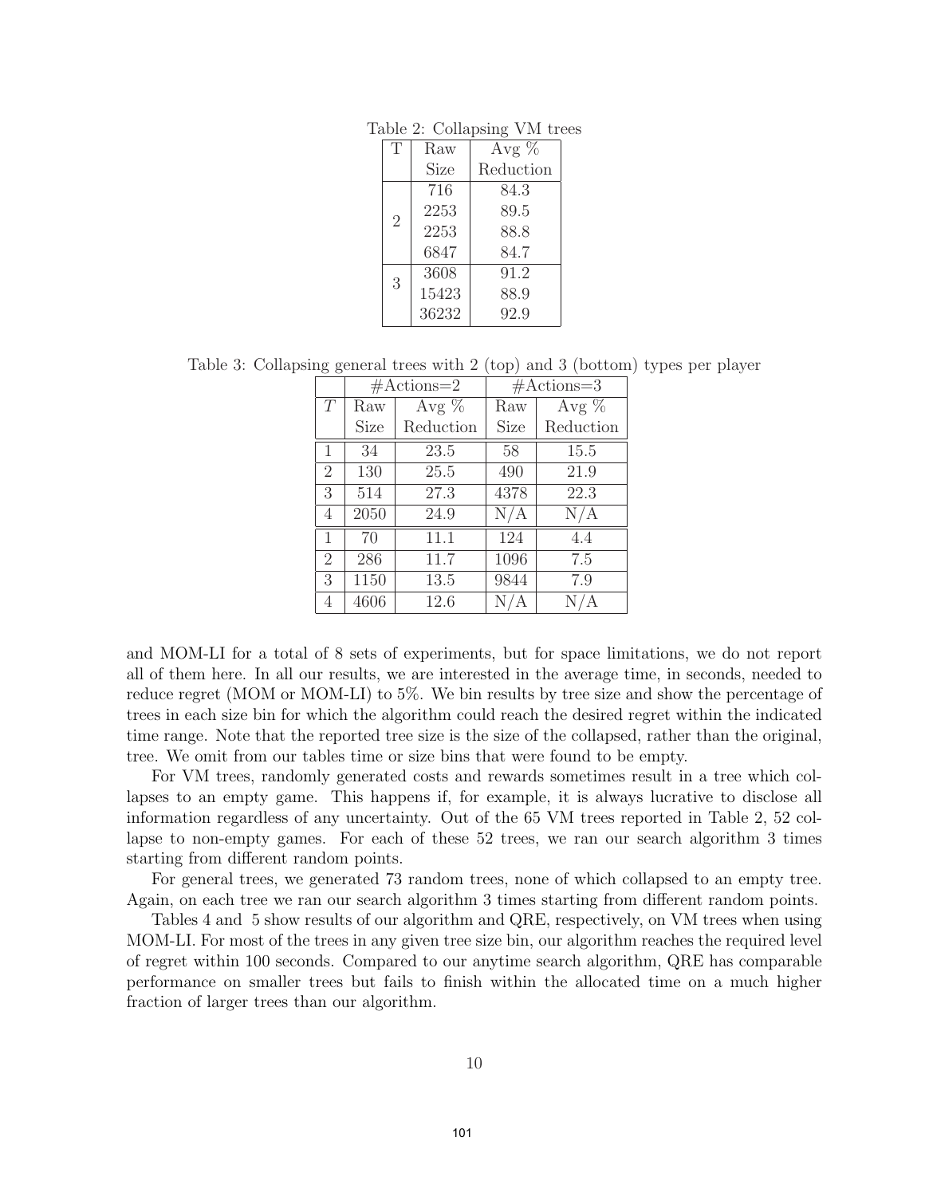Table 2: Collapsing VM trees

| T | Raw Size | Avg % Reduction |
|---|---|---|
| 2 | 716 | 84.3 |
| | 2253 | 89.5 |
| | 2253 | 88.8 |
| | 6847 | 84.7 |
| 3 | 3608 | 91.2 |
| | 15423 | 88.9 |
| | 36232 | 92.9 |

Table 3: Collapsing general trees with 2 (top) and 3 (bottom) types per player

| | #Actions=2 | | #Actions=3 | |
|---|---|---|---|---|
| $T$ | Raw Size | Avg % Reduction | Raw Size | Avg % Reduction |
| 1 | 34 | 23.5 | 58 | 15.5 |
| 2 | 130 | 25.5 | 490 | 21.9 |
| 3 | 514 | 27.3 | 4378 | 22.3 |
| 4 | 2050 | 24.9 | N/A | N/A |
| 1 | 70 | 11.1 | 124 | 4.4 |
| 2 | 286 | 11.7 | 1096 | 7.5 |
| 3 | 1150 | 13.5 | 9844 | 7.9 |
| 4 | 4606 | 12.6 | N/A | N/A |

and MOM-LI for a total of 8 sets of experiments, but for space limitations, we do not report all of them here. In all our results, we are interested in the average time, in seconds, needed to reduce regret (MOM or MOM-LI) to 5%. We bin results by tree size and show the percentage of trees in each size bin for which the algorithm could reach the desired regret within the indicated time range. Note that the reported tree size is the size of the collapsed, rather than the original, tree. We omit from our tables time or size bins that were found to be empty.

For VM trees, randomly generated costs and rewards sometimes result in a tree which collapses to an empty game. This happens if, for example, it is always lucrative to disclose all information regardless of any uncertainty. Out of the 65 VM trees reported in Table 2, 52 collapse to non-empty games. For each of these 52 trees, we ran our search algorithm 3 times starting from different random points.

For general trees, we generated 73 random trees, none of which collapsed to an empty tree. Again, on each tree we ran our search algorithm 3 times starting from different random points.

Tables 4 and 5 show results of our algorithm and QRE, respectively, on VM trees when using MOM-LI. For most of the trees in any given tree size bin, our algorithm reaches the required level of regret within 100 seconds. Compared to our anytime search algorithm, QRE has comparable performance on smaller trees but fails to finish within the allocated time on a much higher fraction of larger trees than our algorithm.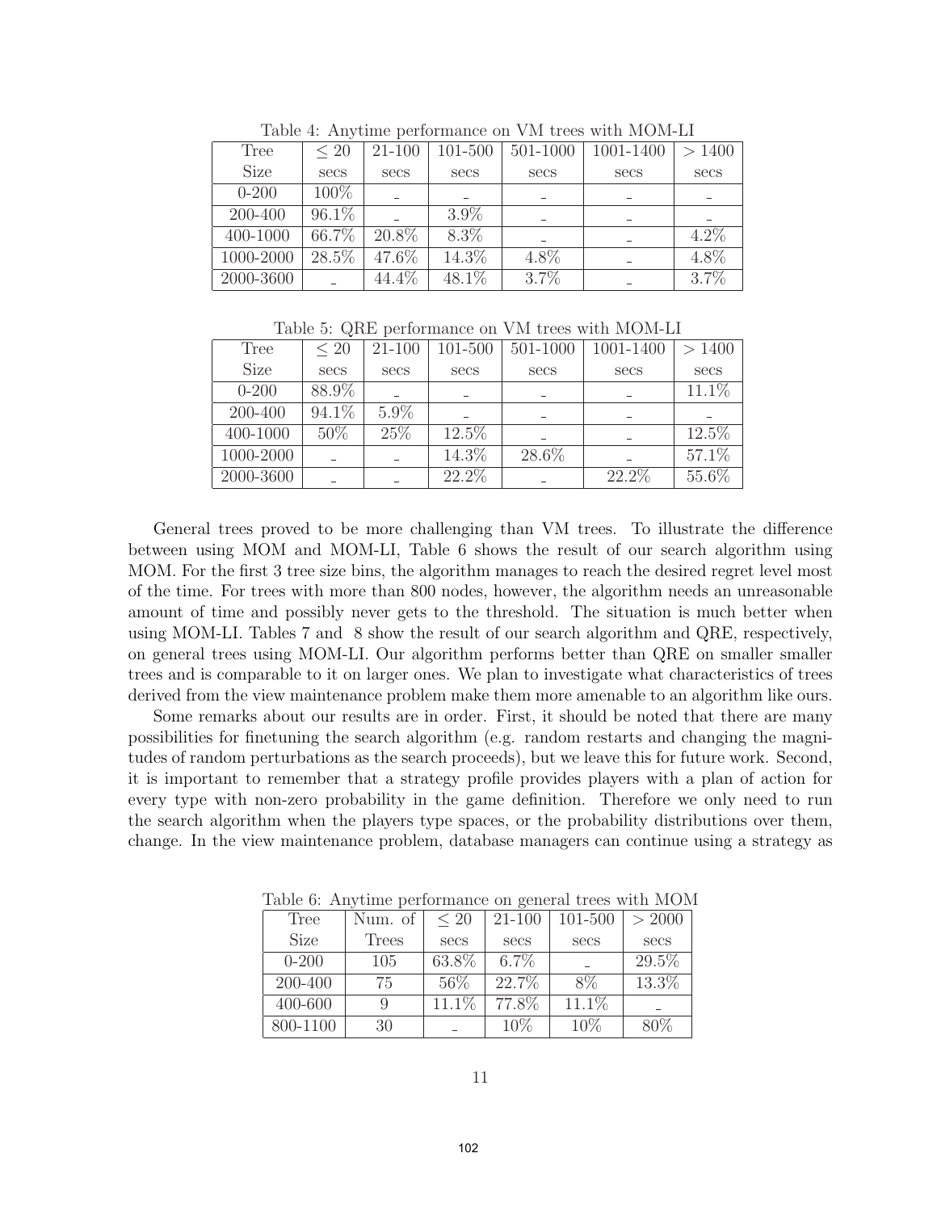Table 4: Anytime performance on VM trees with MOM-LI

| Tree Size | $\leq 20$ secs | 21-100 secs | 101-500 secs | 501-1000 secs | 1001-1400 secs | $> 1400$ secs |
|---|---|---|---|---|---|---|
| 0-200 | 100% | _ | _ | _ | _ | _ |
| 200-400 | 96.1% | _ | 3.9% | _ | _ | _ |
| 400-1000 | 66.7% | 20.8% | 8.3% | _ | _ | 4.2% |
| 1000-2000 | 28.5% | 47.6% | 14.3% | 4.8% | _ | 4.8% |
| 2000-3600 | _ | 44.4% | 48.1% | 3.7% | _ | 3.7% |

Table 5: QRE performance on VM trees with MOM-LI

| Tree Size | $\leq 20$ secs | 21-100 secs | 101-500 secs | 501-1000 secs | 1001-1400 secs | $> 1400$ secs |
|---|---|---|---|---|---|---|
| 0-200 | 88.9% | _ | _ | _ | _ | 11.1% |
| 200-400 | 94.1% | 5.9% | _ | _ | _ | _ |
| 400-1000 | 50% | 25% | 12.5% | _ | _ | 12.5% |
| 1000-2000 | _ | _ | 14.3% | 28.6% | _ | 57.1% |
| 2000-3600 | _ | _ | 22.2% | _ | 22.2% | 55.6% |

General trees proved to be more challenging than VM trees. To illustrate the difference between using MOM and MOM-LI, Table 6 shows the result of our search algorithm using MOM. For the first 3 tree size bins, the algorithm manages to reach the desired regret level most of the time. For trees with more than 800 nodes, however, the algorithm needs an unreasonable amount of time and possibly never gets to the threshold. The situation is much better when using MOM-LI. Tables 7 and 8 show the result of our search algorithm and QRE, respectively, on general trees using MOM-LI. Our algorithm performs better than QRE on smaller smaller trees and is comparable to it on larger ones. We plan to investigate what characteristics of trees derived from the view maintenance problem make them more amenable to an algorithm like ours.

Some remarks about our results are in order. First, it should be noted that there are many possibilities for finetuning the search algorithm (e.g. random restarts and changing the magnitudes of random perturbations as the search proceeds), but we leave this for future work. Second, it is important to remember that a strategy profile provides players with a plan of action for every type with non-zero probability in the game definition. Therefore we only need to run the search algorithm when the players type spaces, or the probability distributions over them, change. In the view maintenance problem, database managers can continue using a strategy as

Table 6: Anytime performance on general trees with MOM

| Tree Size | Num. of Trees | $\leq 20$ secs | 21-100 secs | 101-500 secs | $> 2000$ secs |
|---|---|---|---|---|---|
| 0-200 | 105 | 63.8% | 6.7% | _ | 29.5% |
| 200-400 | 75 | 56% | 22.7% | 8% | 13.3% |
| 400-600 | 9 | 11.1% | 77.8% | 11.1% | _ |
| 800-1100 | 30 | _ | 10% | 10% | 80% |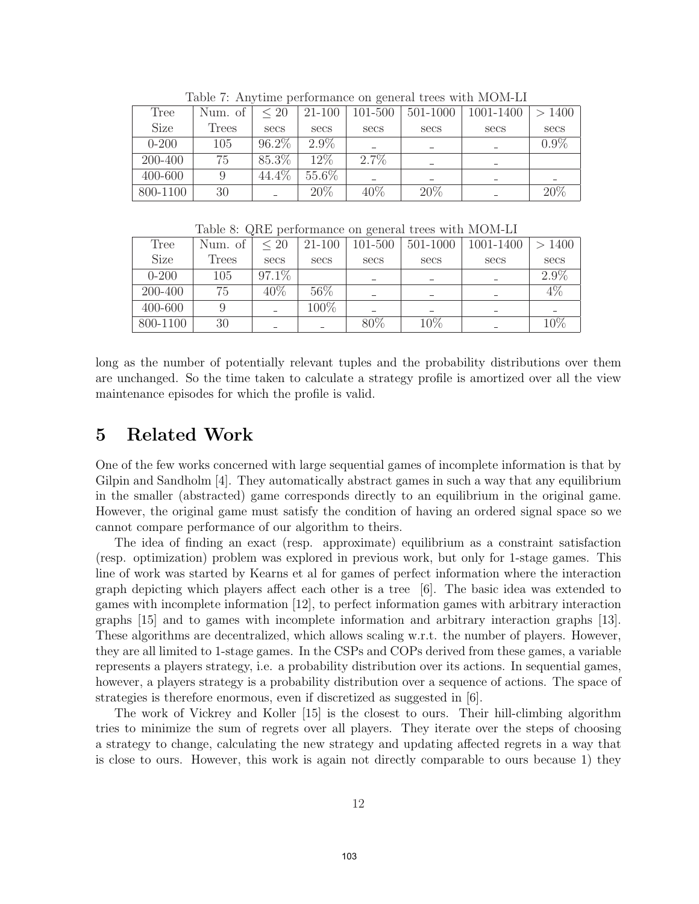Table 7: Anytime performance on general trees with MOM-LI

| Tree Size | Num. of Trees | ≤ 20 secs | 21-100 secs | 101-500 secs | 501-1000 secs | 1001-1400 secs | > 1400 secs |
|---|---|---|---|---|---|---|---|
| 0-200 | 105 | 96.2% | 2.9% | - | - | - | 0.9% |
| 200-400 | 75 | 85.3% | 12% | 2.7% | - | - | |
| 400-600 | 9 | 44.4% | 55.6% | - | - | - | - |
| 800-1100 | 30 | - | 20% | 40% | 20% | - | 20% |

Table 8: QRE performance on general trees with MOM-LI

| Tree Size | Num. of Trees | ≤ 20 secs | 21-100 secs | 101-500 secs | 501-1000 secs | 1001-1400 secs | > 1400 secs |
|---|---|---|---|---|---|---|---|
| 0-200 | 105 | 97.1% | | - | - | - | 2.9% |
| 200-400 | 75 | 40% | 56% | - | - | - | 4% |
| 400-600 | 9 | - | 100% | - | - | - | - |
| 800-1100 | 30 | - | - | 80% | 10% | - | 10% |

long as the number of potentially relevant tuples and the probability distributions over them are unchanged. So the time taken to calculate a strategy profile is amortized over all the view maintenance episodes for which the profile is valid.

# 5 Related Work

One of the few works concerned with large sequential games of incomplete information is that by Gilpin and Sandholm [4]. They automatically abstract games in such a way that any equilibrium in the smaller (abstracted) game corresponds directly to an equilibrium in the original game. However, the original game must satisfy the condition of having an ordered signal space so we cannot compare performance of our algorithm to theirs.

The idea of finding an exact (resp. approximate) equilibrium as a constraint satisfaction (resp. optimization) problem was explored in previous work, but only for 1-stage games. This line of work was started by Kearns et al for games of perfect information where the interaction graph depicting which players affect each other is a tree [6]. The basic idea was extended to games with incomplete information [12], to perfect information games with arbitrary interaction graphs [15] and to games with incomplete information and arbitrary interaction graphs [13]. These algorithms are decentralized, which allows scaling w.r.t. the number of players. However, they are all limited to 1-stage games. In the CSPs and COPs derived from these games, a variable represents a players strategy, i.e. a probability distribution over its actions. In sequential games, however, a players strategy is a probability distribution over a sequence of actions. The space of strategies is therefore enormous, even if discretized as suggested in [6].

The work of Vickrey and Koller [15] is the closest to ours. Their hill-climbing algorithm tries to minimize the sum of regrets over all players. They iterate over the steps of choosing a strategy to change, calculating the new strategy and updating affected regrets in a way that is close to ours. However, this work is again not directly comparable to ours because 1) they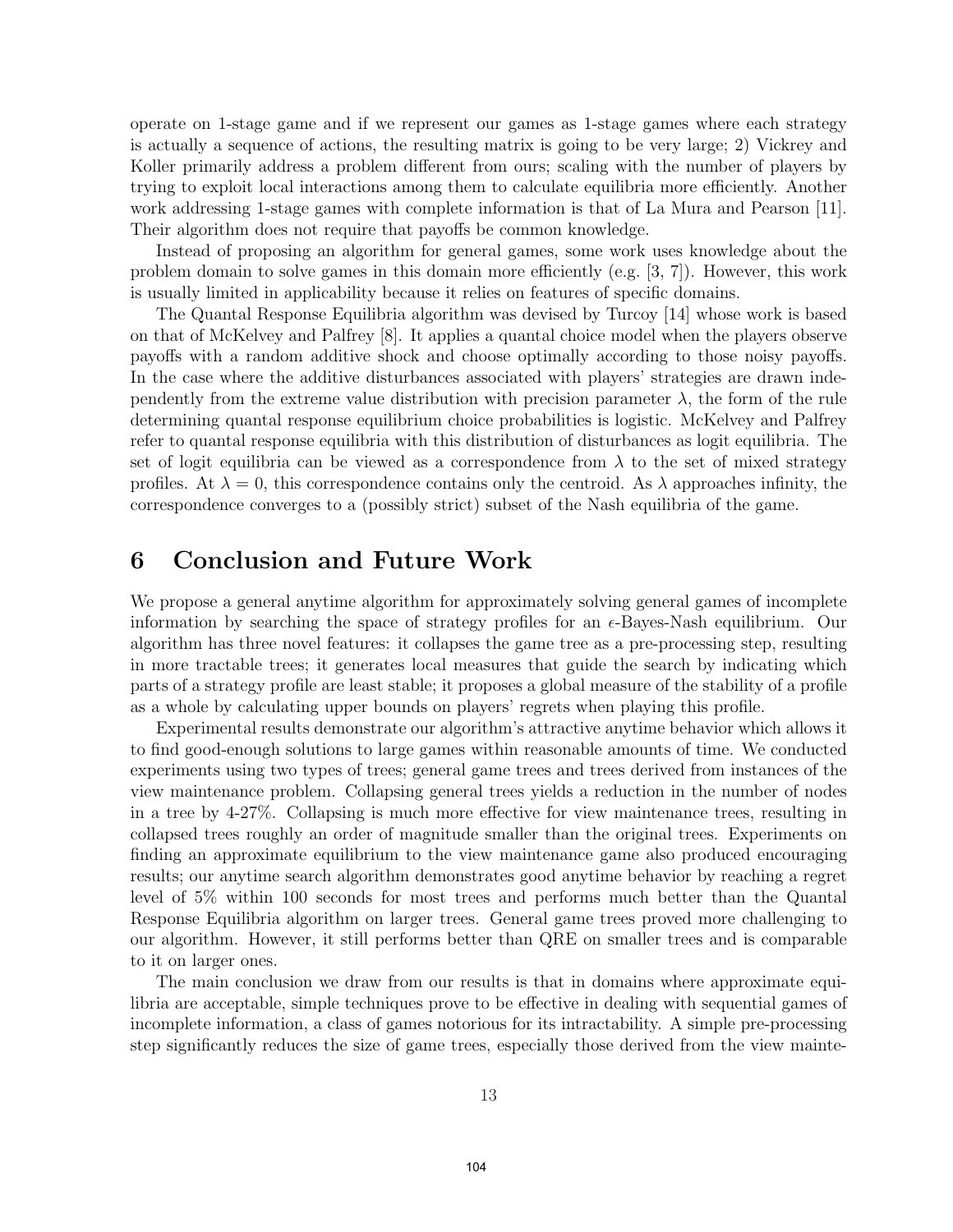operate on 1-stage game and if we represent our games as 1-stage games where each strategy is actually a sequence of actions, the resulting matrix is going to be very large; 2) Vickrey and Koller primarily address a problem different from ours; scaling with the number of players by trying to exploit local interactions among them to calculate equilibria more efficiently. Another work addressing 1-stage games with complete information is that of La Mura and Pearson [11]. Their algorithm does not require that payoffs be common knowledge.

Instead of proposing an algorithm for general games, some work uses knowledge about the problem domain to solve games in this domain more efficiently (e.g. [3, 7]). However, this work is usually limited in applicability because it relies on features of specific domains.

The Quantal Response Equilibria algorithm was devised by Turcoy [14] whose work is based on that of McKelvey and Palfrey [8]. It applies a quantal choice model when the players observe payoffs with a random additive shock and choose optimally according to those noisy payoffs. In the case where the additive disturbances associated with players' strategies are drawn independently from the extreme value distribution with precision parameter $\lambda$, the form of the rule determining quantal response equilibrium choice probabilities is logistic. McKelvey and Palfrey refer to quantal response equilibria with this distribution of disturbances as logit equilibria. The set of logit equilibria can be viewed as a correspondence from $\lambda$ to the set of mixed strategy profiles. At $\lambda = 0$, this correspondence contains only the centroid. As $\lambda$ approaches infinity, the correspondence converges to a (possibly strict) subset of the Nash equilibria of the game.

# 6 Conclusion and Future Work

We propose a general anytime algorithm for approximately solving general games of incomplete information by searching the space of strategy profiles for an $\epsilon$-Bayes-Nash equilibrium. Our algorithm has three novel features: it collapses the game tree as a pre-processing step, resulting in more tractable trees; it generates local measures that guide the search by indicating which parts of a strategy profile are least stable; it proposes a global measure of the stability of a profile as a whole by calculating upper bounds on players' regrets when playing this profile.

Experimental results demonstrate our algorithm's attractive anytime behavior which allows it to find good-enough solutions to large games within reasonable amounts of time. We conducted experiments using two types of trees; general game trees and trees derived from instances of the view maintenance problem. Collapsing general trees yields a reduction in the number of nodes in a tree by 4-27%. Collapsing is much more effective for view maintenance trees, resulting in collapsed trees roughly an order of magnitude smaller than the original trees. Experiments on finding an approximate equilibrium to the view maintenance game also produced encouraging results; our anytime search algorithm demonstrates good anytime behavior by reaching a regret level of 5% within 100 seconds for most trees and performs much better than the Quantal Response Equilibria algorithm on larger trees. General game trees proved more challenging to our algorithm. However, it still performs better than QRE on smaller trees and is comparable to it on larger ones.

The main conclusion we draw from our results is that in domains where approximate equilibria are acceptable, simple techniques prove to be effective in dealing with sequential games of incomplete information, a class of games notorious for its intractability. A simple pre-processing step significantly reduces the size of game trees, especially those derived from the view mainte-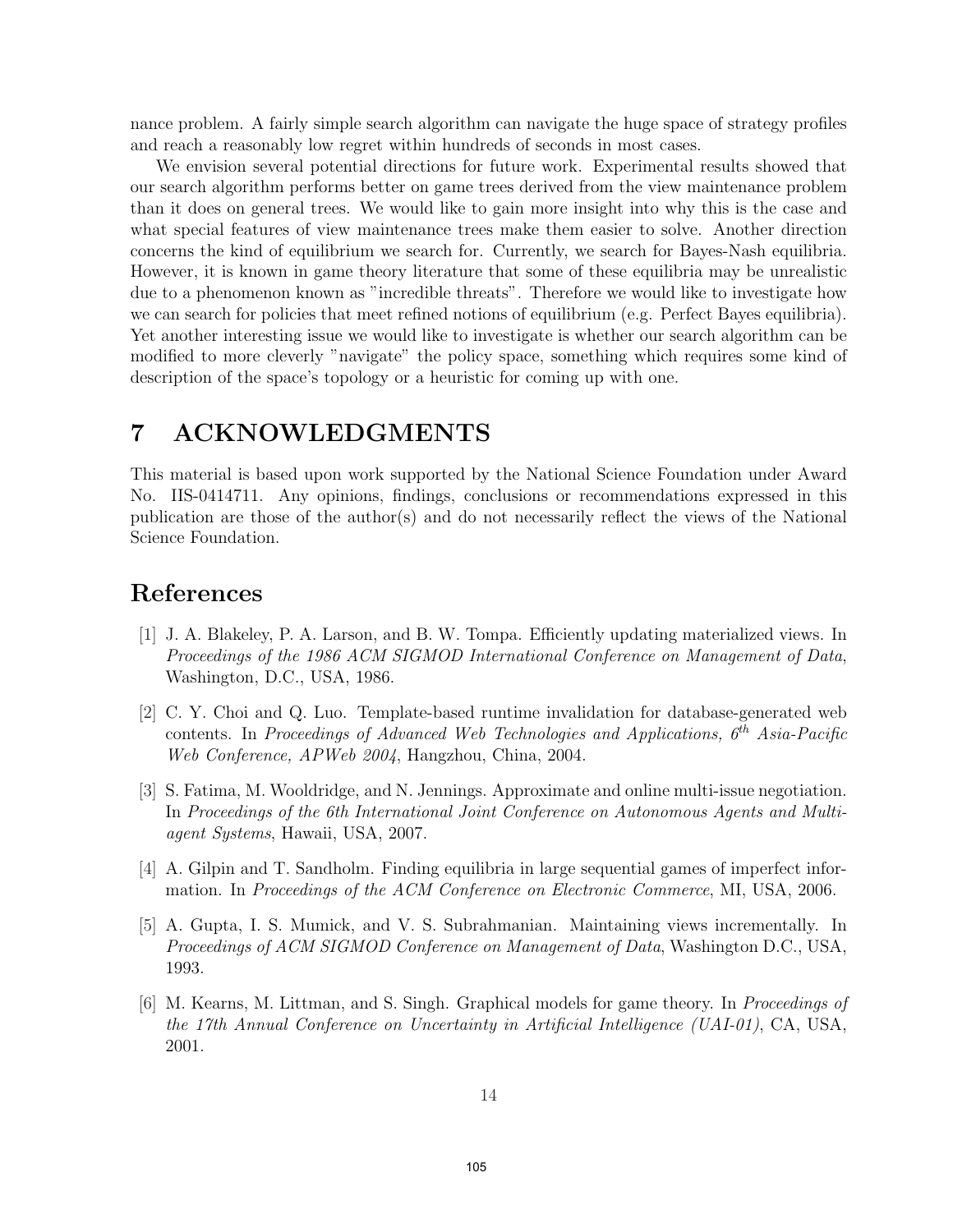nance problem. A fairly simple search algorithm can navigate the huge space of strategy profiles and reach a reasonably low regret within hundreds of seconds in most cases.

We envision several potential directions for future work. Experimental results showed that our search algorithm performs better on game trees derived from the view maintenance problem than it does on general trees. We would like to gain more insight into why this is the case and what special features of view maintenance trees make them easier to solve. Another direction concerns the kind of equilibrium we search for. Currently, we search for Bayes-Nash equilibria. However, it is known in game theory literature that some of these equilibria may be unrealistic due to a phenomenon known as "incredible threats". Therefore we would like to investigate how we can search for policies that meet refined notions of equilibrium (e.g. Perfect Bayes equilibria). Yet another interesting issue we would like to investigate is whether our search algorithm can be modified to more cleverly "navigate" the policy space, something which requires some kind of description of the space's topology or a heuristic for coming up with one.

# 7 ACKNOWLEDGMENTS

This material is based upon work supported by the National Science Foundation under Award No. IIS-0414711. Any opinions, findings, conclusions or recommendations expressed in this publication are those of the author(s) and do not necessarily reflect the views of the National Science Foundation.

# References

[1] J. A. Blakeley, P. A. Larson, and B. W. Tompa. Efficiently updating materialized views. In *Proceedings of the 1986 ACM SIGMOD International Conference on Management of Data*, Washington, D.C., USA, 1986.

[2] C. Y. Choi and Q. Luo. Template-based runtime invalidation for database-generated web contents. In *Proceedings of Advanced Web Technologies and Applications, 6th Asia-Pacific Web Conference, APWeb 2004*, Hangzhou, China, 2004.

[3] S. Fatima, M. Wooldridge, and N. Jennings. Approximate and online multi-issue negotiation. In *Proceedings of the 6th International Joint Conference on Autonomous Agents and Multi-agent Systems*, Hawaii, USA, 2007.

[4] A. Gilpin and T. Sandholm. Finding equilibria in large sequential games of imperfect information. In *Proceedings of the ACM Conference on Electronic Commerce*, MI, USA, 2006.

[5] A. Gupta, I. S. Mumick, and V. S. Subrahmanian. Maintaining views incrementally. In *Proceedings of ACM SIGMOD Conference on Management of Data*, Washington D.C., USA, 1993.

[6] M. Kearns, M. Littman, and S. Singh. Graphical models for game theory. In *Proceedings of the 17th Annual Conference on Uncertainty in Artificial Intelligence (UAI-01)*, CA, USA, 2001.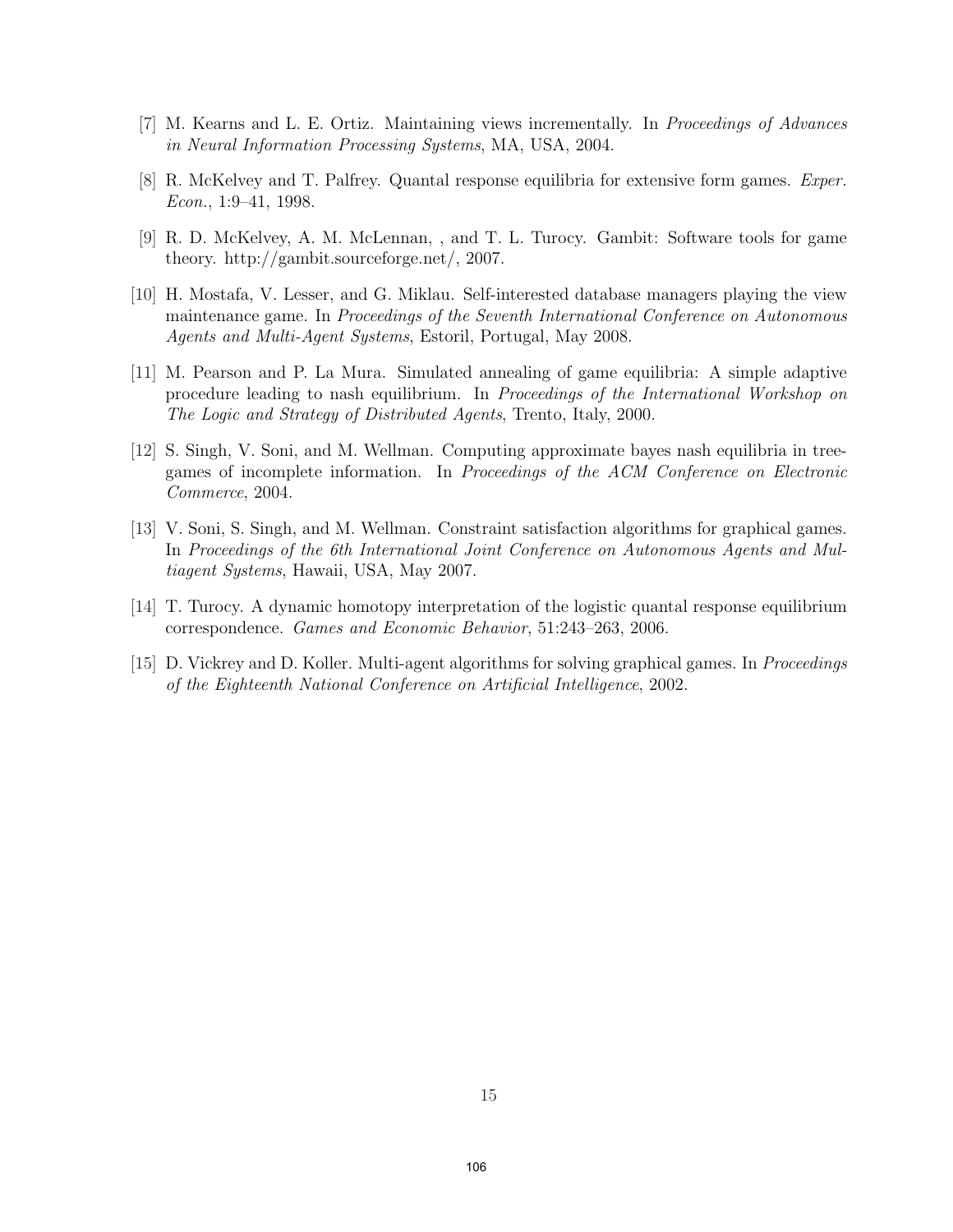[7] M. Kearns and L. E. Ortiz. Maintaining views incrementally. In *Proceedings of Advances in Neural Information Processing Systems*, MA, USA, 2004.

[8] R. McKelvey and T. Palfrey. Quantal response equilibria for extensive form games. *Exper. Econ.*, 1:9–41, 1998.

[9] R. D. McKelvey, A. M. McLennan, , and T. L. Turocy. Gambit: Software tools for game theory. http://gambit.sourceforge.net/, 2007.

[10] H. Mostafa, V. Lesser, and G. Miklau. Self-interested database managers playing the view maintenance game. In *Proceedings of the Seventh International Conference on Autonomous Agents and Multi-Agent Systems*, Estoril, Portugal, May 2008.

[11] M. Pearson and P. La Mura. Simulated annealing of game equilibria: A simple adaptive procedure leading to nash equilibrium. In *Proceedings of the International Workshop on The Logic and Strategy of Distributed Agents*, Trento, Italy, 2000.

[12] S. Singh, V. Soni, and M. Wellman. Computing approximate bayes nash equilibria in tree-games of incomplete information. In *Proceedings of the ACM Conference on Electronic Commerce*, 2004.

[13] V. Soni, S. Singh, and M. Wellman. Constraint satisfaction algorithms for graphical games. In *Proceedings of the 6th International Joint Conference on Autonomous Agents and Multiagent Systems*, Hawaii, USA, May 2007.

[14] T. Turocy. A dynamic homotopy interpretation of the logistic quantal response equilibrium correspondence. *Games and Economic Behavior*, 51:243–263, 2006.

[15] D. Vickrey and D. Koller. Multi-agent algorithms for solving graphical games. In *Proceedings of the Eighteenth National Conference on Artificial Intelligence*, 2002.